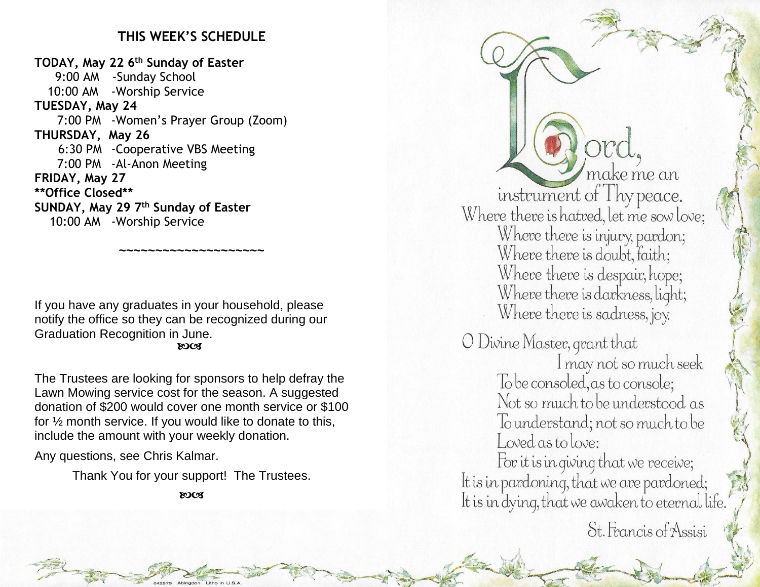## THIS WEEK'S SCHEDULE

**TODAY, May 22 6th Sunday of Easter**

9:00 AM -Sunday School

10:00 AM -Worship Service

**TUESDAY, May 24**

7:00 PM -Women's Prayer Group (Zoom)

**THURSDAY, May 26**

6:30 PM -Cooperative VBS Meeting

7:00 PM -Al-Anon Meeting

**FRIDAY, May 27**

**\*\*Office Closed\*\***

**SUNDAY, May 29 7th Sunday of Easter**

10:00 AM -Worship Service

~~~~~~~~~~~~~~~~~~~~~

If you have any graduates in your household, please notify the office so they can be recognized during our Graduation Recognition in June.

ꙮ

The Trustees are looking for sponsors to help defray the Lawn Mowing service cost for the season. A suggested donation of $200 would cover one month service or $100 for ½ month service. If you would like to donate to this, include the amount with your weekly donation.

Any questions, see Chris Kalmar.

Thank You for your support! The Trustees.

ꙮ

Lord, make me an instrument of Thy peace.
Where there is hatred, let me sow love;
Where there is injury, pardon;
Where there is doubt, faith;
Where there is despair, hope;
Where there is darkness, light;
Where there is sadness, joy.

O Divine Master, grant that
I may not so much seek
To be consoled, as to console;
Not so much to be understood as
To understand; not so much to be
Loved as to love:
For it is in giving that we receive;
It is in pardoning, that we are pardoned;
It is in dying, that we awaken to eternal life.

St. Francis of Assisi

042579 Abingdon Litho in U.S.A.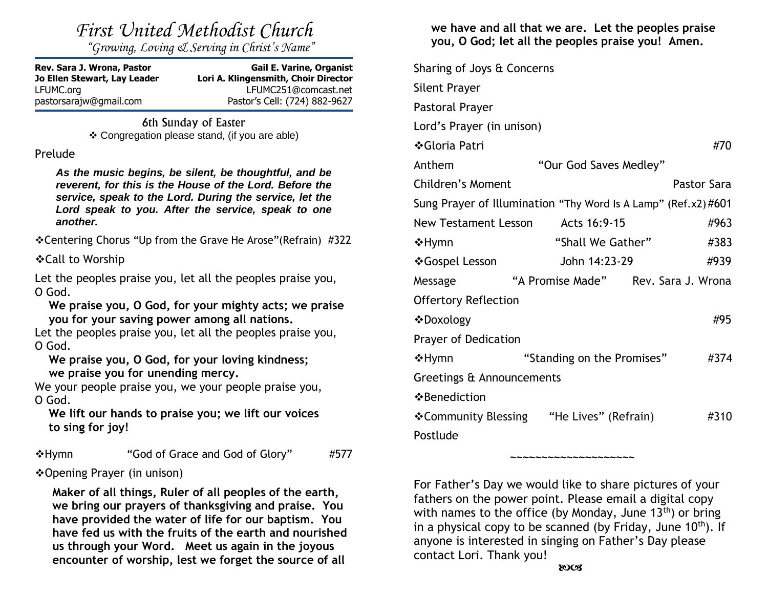# First United Methodist Church

*"Growing, Loving & Serving in Christ's Name"*

| | |
|---|---|
| **Rev. Sara J. Wrona, Pastor** | **Gail E. Varine, Organist** |
| **Jo Ellen Stewart, Lay Leader** | **Lori A. Klingensmith, Choir Director** |
| LFUMC.org | LFUMC251@comcast.net |
| pastorsarajw@gmail.com | Pastor's Cell: (724) 882-9627 |

## 6th Sunday of Easter

❖ Congregation please stand, (if you are able)

Prelude

***As the music begins, be silent, be thoughtful, and be reverent, for this is the House of the Lord. Before the service, speak to the Lord. During the service, let the Lord speak to you. After the service, speak to one another.***

❖Centering Chorus "Up from the Grave He Arose"(Refrain) #322

❖Call to Worship

Let the peoples praise you, let all the peoples praise you, O God.

**We praise you, O God, for your mighty acts; we praise you for your saving power among all nations.**

Let the peoples praise you, let all the peoples praise you, O God.

**We praise you, O God, for your loving kindness; we praise you for unending mercy.**

We your people praise you, we your people praise you, O God.

**We lift our hands to praise you; we lift our voices to sing for joy!**

❖Hymn "God of Grace and God of Glory" #577

❖Opening Prayer (in unison)

**Maker of all things, Ruler of all peoples of the earth, we bring our prayers of thanksgiving and praise. You have provided the water of life for our baptism. You have fed us with the fruits of the earth and nourished us through your Word. Meet us again in the joyous encounter of worship, lest we forget the source of all we have and all that we are. Let the peoples praise you, O God; let all the peoples praise you! Amen.**

Sharing of Joys & Concerns

Silent Prayer

Pastoral Prayer

Lord's Prayer (in unison)

❖Gloria Patri #70

Anthem "Our God Saves Medley"

Children's Moment Pastor Sara

Sung Prayer of Illumination "Thy Word Is A Lamp" (Ref.x2) #601

New Testament Lesson Acts 16:9-15 #963

❖Hymn "Shall We Gather" #383

❖Gospel Lesson John 14:23-29 #939

Message "A Promise Made" Rev. Sara J. Wrona

Offertory Reflection

❖Doxology #95

Prayer of Dedication

❖Hymn "Standing on the Promises" #374

Greetings & Announcements

❖Benediction

❖Community Blessing "He Lives" (Refrain) #310

Postlude

~~~~~~~~~~~~~~~~~~~~

For Father's Day we would like to share pictures of your fathers on the power point. Please email a digital copy with names to the office (by Monday, June 13th) or bring in a physical copy to be scanned (by Friday, June 10th). If anyone is interested in singing on Father's Day please contact Lori. Thank you!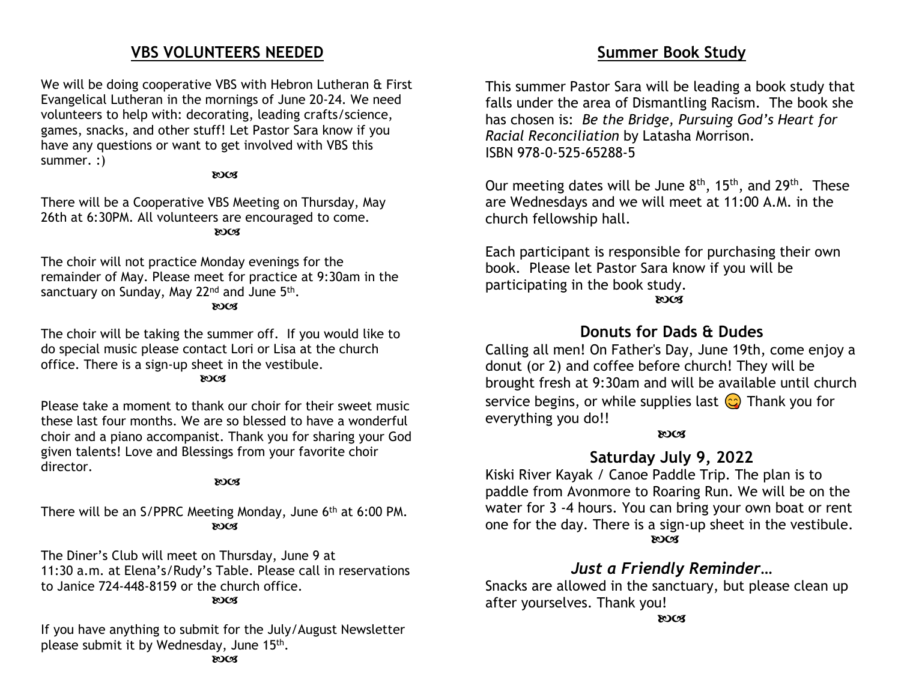## VBS VOLUNTEERS NEEDED

We will be doing cooperative VBS with Hebron Lutheran & First Evangelical Lutheran in the mornings of June 20-24. We need volunteers to help with: decorating, leading crafts/science, games, snacks, and other stuff! Let Pastor Sara know if you have any questions or want to get involved with VBS this summer. :)

ꕥ

There will be a Cooperative VBS Meeting on Thursday, May 26th at 6:30PM. All volunteers are encouraged to come.

ꕥ

The choir will not practice Monday evenings for the remainder of May. Please meet for practice at 9:30am in the sanctuary on Sunday, May 22nd and June 5th.

ꕥ

The choir will be taking the summer off. If you would like to do special music please contact Lori or Lisa at the church office. There is a sign-up sheet in the vestibule.

ꕥ

Please take a moment to thank our choir for their sweet music these last four months. We are so blessed to have a wonderful choir and a piano accompanist. Thank you for sharing your God given talents! Love and Blessings from your favorite choir director.

ꕥ

There will be an S/PPRC Meeting Monday, June 6th at 6:00 PM.

ꕥ

The Diner's Club will meet on Thursday, June 9 at 11:30 a.m. at Elena's/Rudy's Table. Please call in reservations to Janice 724-448-8159 or the church office.

ꕥ

If you have anything to submit for the July/August Newsletter please submit it by Wednesday, June 15th.

ꕥ

## Summer Book Study

This summer Pastor Sara will be leading a book study that falls under the area of Dismantling Racism. The book she has chosen is: *Be the Bridge, Pursuing God's Heart for Racial Reconciliation* by Latasha Morrison.
ISBN 978-0-525-65288-5

Our meeting dates will be June 8th, 15th, and 29th. These are Wednesdays and we will meet at 11:00 A.M. in the church fellowship hall.

Each participant is responsible for purchasing their own book. Please let Pastor Sara know if you will be participating in the book study.

ꕥ

### Donuts for Dads & Dudes

Calling all men! On Father's Day, June 19th, come enjoy a donut (or 2) and coffee before church! They will be brought fresh at 9:30am and will be available until church service begins, or while supplies last 😋 Thank you for everything you do!!

ꕥ

### Saturday July 9, 2022

Kiski River Kayak / Canoe Paddle Trip. The plan is to paddle from Avonmore to Roaring Run. We will be on the water for 3 -4 hours. You can bring your own boat or rent one for the day. There is a sign-up sheet in the vestibule.

ꕥ

### *Just a Friendly Reminder…*

Snacks are allowed in the sanctuary, but please clean up after yourselves. Thank you!

ꕥ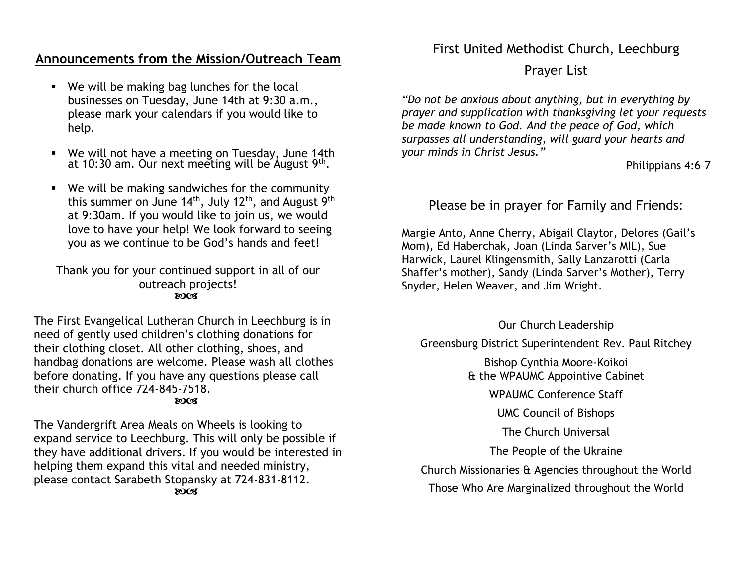## Announcements from the Mission/Outreach Team

- We will be making bag lunches for the local businesses on Tuesday, June 14th at 9:30 a.m., please mark your calendars if you would like to help.
- We will not have a meeting on Tuesday, June 14th at 10:30 am. Our next meeting will be August 9th.
- We will be making sandwiches for the community this summer on June 14th, July 12th, and August 9th at 9:30am. If you would like to join us, we would love to have your help! We look forward to seeing you as we continue to be God's hands and feet!

Thank you for your continued support in all of our outreach projects!

༄༅

The First Evangelical Lutheran Church in Leechburg is in need of gently used children's clothing donations for their clothing closet. All other clothing, shoes, and handbag donations are welcome. Please wash all clothes before donating. If you have any questions please call their church office 724-845-7518.

༄༅

The Vandergrift Area Meals on Wheels is looking to expand service to Leechburg. This will only be possible if they have additional drivers. If you would be interested in helping them expand this vital and needed ministry, please contact Sarabeth Stopansky at 724-831-8112.

༄༅

# First United Methodist Church, Leechburg

## Prayer List

*"Do not be anxious about anything, but in everything by prayer and supplication with thanksgiving let your requests be made known to God. And the peace of God, which surpasses all understanding, will guard your hearts and your minds in Christ Jesus."*

Philippians 4:6–7

### Please be in prayer for Family and Friends:

Margie Anto, Anne Cherry, Abigail Claytor, Delores (Gail's Mom), Ed Haberchak, Joan (Linda Sarver's MIL), Sue Harwick, Laurel Klingensmith, Sally Lanzarotti (Carla Shaffer's mother), Sandy (Linda Sarver's Mother), Terry Snyder, Helen Weaver, and Jim Wright.

Our Church Leadership

Greensburg District Superintendent Rev. Paul Ritchey

Bishop Cynthia Moore-Koikoi
& the WPAUMC Appointive Cabinet

WPAUMC Conference Staff

UMC Council of Bishops

The Church Universal

The People of the Ukraine

Church Missionaries & Agencies throughout the World

Those Who Are Marginalized throughout the World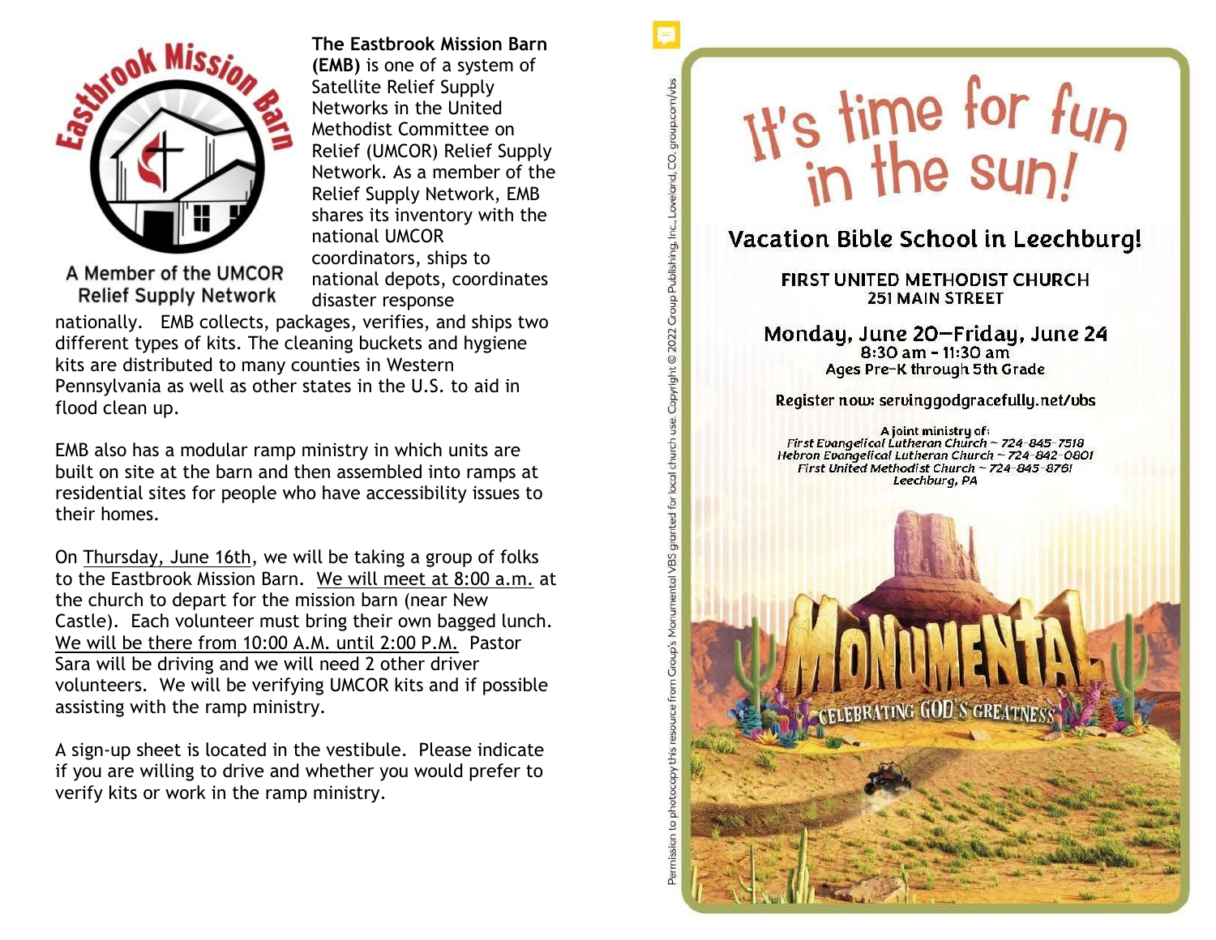Eastbrook Mission Barn

A Member of the UMCOR Relief Supply Network

**The Eastbrook Mission Barn (EMB)** is one of a system of Satellite Relief Supply Networks in the United Methodist Committee on Relief (UMCOR) Relief Supply Network. As a member of the Relief Supply Network, EMB shares its inventory with the national UMCOR coordinators, ships to national depots, coordinates disaster response nationally. EMB collects, packages, verifies, and ships two different types of kits. The cleaning buckets and hygiene kits are distributed to many counties in Western Pennsylvania as well as other states in the U.S. to aid in flood clean up.

EMB also has a modular ramp ministry in which units are built on site at the barn and then assembled into ramps at residential sites for people who have accessibility issues to their homes.

On Thursday, June 16th, we will be taking a group of folks to the Eastbrook Mission Barn. We will meet at 8:00 a.m. at the church to depart for the mission barn (near New Castle). Each volunteer must bring their own bagged lunch. We will be there from 10:00 A.M. until 2:00 P.M. Pastor Sara will be driving and we will need 2 other driver volunteers. We will be verifying UMCOR kits and if possible assisting with the ramp ministry.

A sign-up sheet is located in the vestibule. Please indicate if you are willing to drive and whether you would prefer to verify kits or work in the ramp ministry.

# It's time for fun in the sun!

## Vacation Bible School in Leechburg!

**FIRST UNITED METHODIST CHURCH**
**251 MAIN STREET**

**Monday, June 20—Friday, June 24**
8:30 am - 11:30 am
Ages Pre-K through 5th Grade

Register now: servinggodgracefully.net/vbs

A joint ministry of:
*First Evangelical Lutheran Church ~ 724-845-7518*
*Hebron Evangelical Lutheran Church ~ 724-842-0801*
*First United Methodist Church ~ 724-845-8761*
*Leechburg, PA*

MONUMENTAL
CELEBRATING GOD'S GREATNESS

Permission to photocopy this resource from Group's Monumental VBS granted for local church use. Copyright © 2022 Group Publishing, Inc., Loveland, CO. group.com/vbs